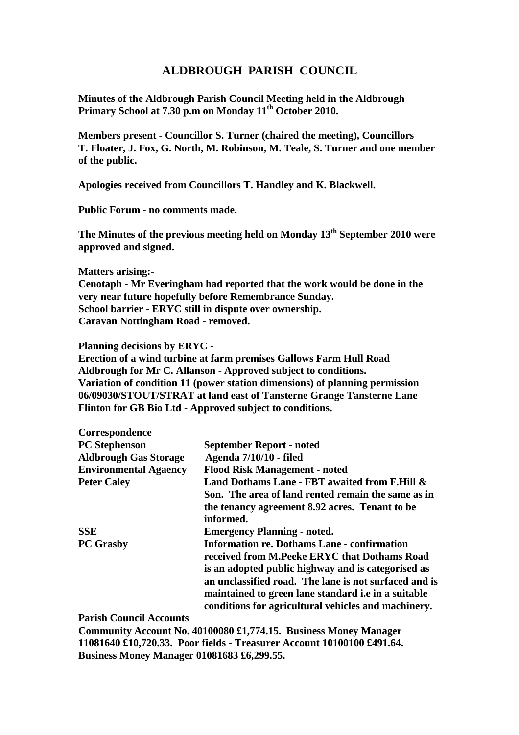# ALDBROUGH PARISH COUNCIL

**Minutes of the Aldbrough Parish Council Meeting held in the Aldbrough Primary School at 7.30 p.m on Monday 11th October 2010.**

**Members present - Councillor S. Turner (chaired the meeting), Councillors T. Floater, J. Fox, G. North, M. Robinson, M. Teale, S. Turner and one member of the public.**

**Apologies received from Councillors T. Handley and K. Blackwell.**

**Public Forum - no comments made.**

**The Minutes of the previous meeting held on Monday 13th September 2010 were approved and signed.**

**Matters arising:-**
**Cenotaph - Mr Everingham had reported that the work would be done in the very near future hopefully before Remembrance Sunday.**
**School barrier - ERYC still in dispute over ownership.**
**Caravan Nottingham Road - removed.**

**Planning decisions by ERYC -**
**Erection of a wind turbine at farm premises Gallows Farm Hull Road Aldbrough for Mr C. Allanson - Approved subject to conditions.**
**Variation of condition 11 (power station dimensions) of planning permission 06/09030/STOUT/STRAT at land east of Tansterne Grange Tansterne Lane Flinton for GB Bio Ltd - Approved subject to conditions.**

**Correspondence**

| | |
|---|---|
| **PC Stephenson** | **September Report - noted** |
| **Aldbrough Gas Storage** | **Agenda 7/10/10 - filed** |
| **Environmental Agaency** | **Flood Risk Management - noted** |
| **Peter Caley** | **Land Dothams Lane - FBT awaited from F.Hill & Son. The area of land rented remain the same as in the tenancy agreement 8.92 acres. Tenant to be informed.** |
| **SSE** | **Emergency Planning - noted.** |
| **PC Grasby** | **Information re. Dothams Lane - confirmation received from M.Peeke ERYC that Dothams Road is an adopted public highway and is categorised as an unclassified road. The lane is not surfaced and is maintained to green lane standard i.e in a suitable conditions for agricultural vehicles and machinery.** |

**Parish Council Accounts**
**Community Account No. 40100080 £1,774.15. Business Money Manager 11081640 £10,720.33. Poor fields - Treasurer Account 10100100 £491.64. Business Money Manager 01081683 £6,299.55.**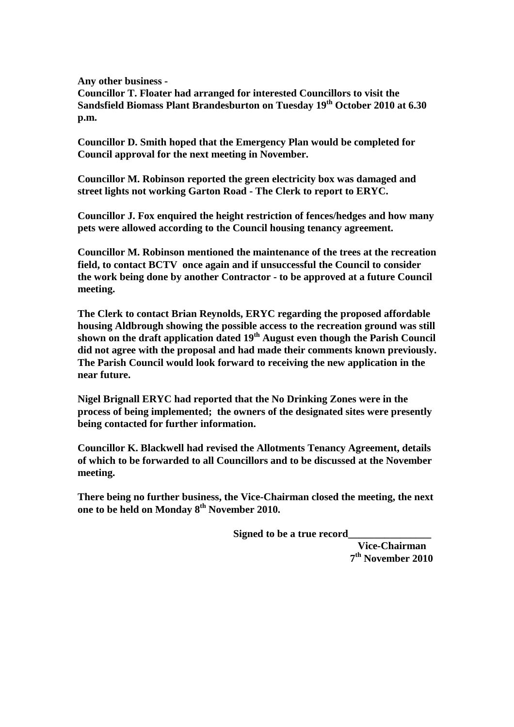**Any other business -**

**Councillor T. Floater had arranged for interested Councillors to visit the Sandsfield Biomass Plant Brandesburton on Tuesday 19th October 2010 at 6.30 p.m.**

**Councillor D. Smith hoped that the Emergency Plan would be completed for Council approval for the next meeting in November.**

**Councillor M. Robinson reported the green electricity box was damaged and street lights not working Garton Road - The Clerk to report to ERYC.**

**Councillor J. Fox enquired the height restriction of fences/hedges and how many pets were allowed according to the Council housing tenancy agreement.**

**Councillor M. Robinson mentioned the maintenance of the trees at the recreation field, to contact BCTV once again and if unsuccessful the Council to consider the work being done by another Contractor - to be approved at a future Council meeting.**

**The Clerk to contact Brian Reynolds, ERYC regarding the proposed affordable housing Aldbrough showing the possible access to the recreation ground was still shown on the draft application dated 19th August even though the Parish Council did not agree with the proposal and had made their comments known previously. The Parish Council would look forward to receiving the new application in the near future.**

**Nigel Brignall ERYC had reported that the No Drinking Zones were in the process of being implemented; the owners of the designated sites were presently being contacted for further information.**

**Councillor K. Blackwell had revised the Allotments Tenancy Agreement, details of which to be forwarded to all Councillors and to be discussed at the November meeting.**

**There being no further business, the Vice-Chairman closed the meeting, the next one to be held on Monday 8th November 2010.**

**Signed to be a true record\_\_\_\_\_\_\_\_\_\_\_\_\_\_\_\_**

**Vice-Chairman**

**7th November 2010**